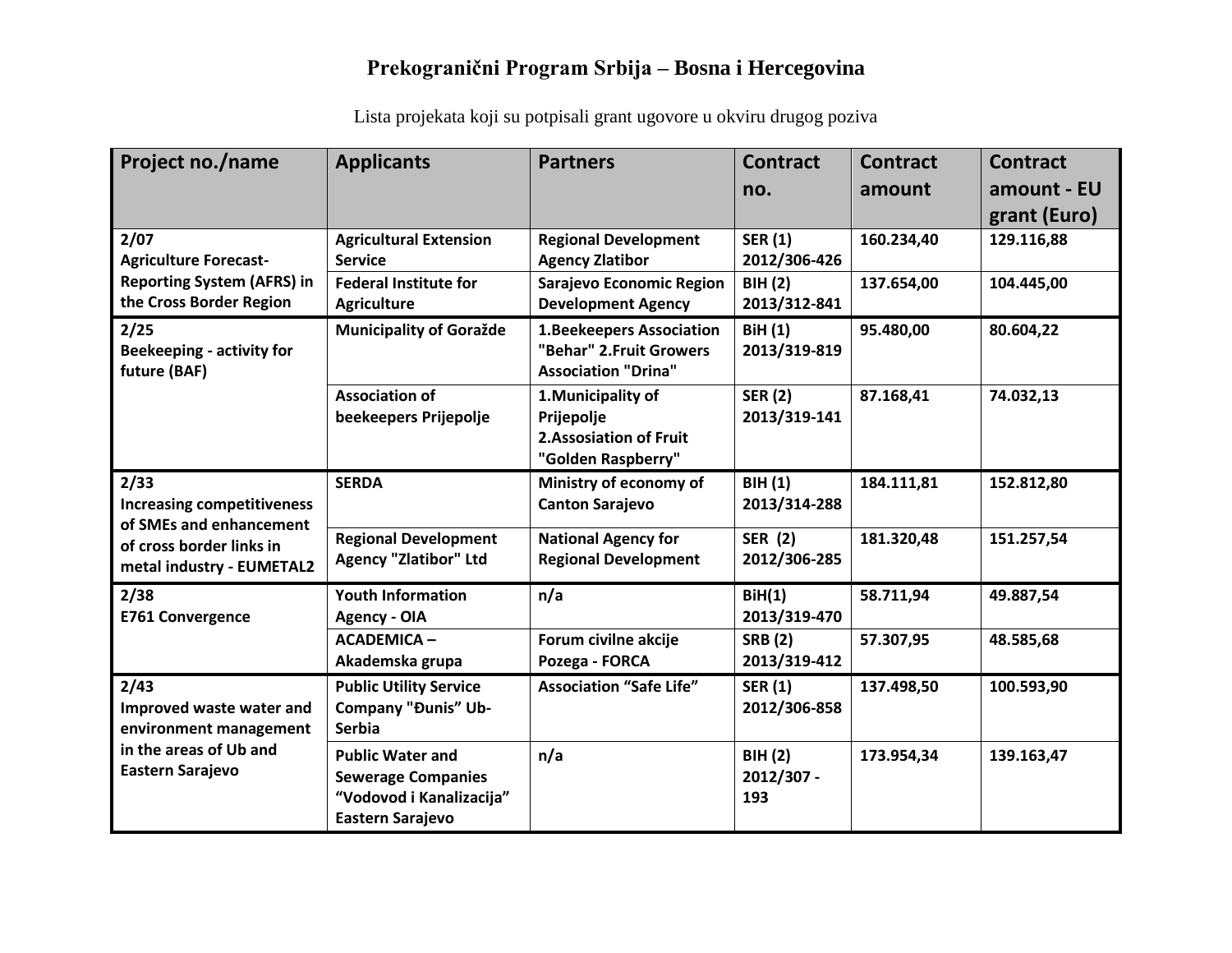# Prekogranični Program Srbija – Bosna i Hercegovina

Lista projekata koji su potpisali grant ugovore u okviru drugog poziva

| Project no./name | Applicants | Partners | Contract no. | Contract amount | Contract amount - EU grant (Euro) |
|---|---|---|---|---|---|
| **2/07** **Agriculture Forecast-Reporting System (AFRS) in the Cross Border Region** | **Agricultural Extension Service** | **Regional Development Agency Zlatibor** | **SER (1) 2012/306-426** | **160.234,40** | **129.116,88** |
| | **Federal Institute for Agriculture** | **Sarajevo Economic Region Development Agency** | **BIH (2) 2013/312-841** | **137.654,00** | **104.445,00** |
| **2/25** **Beekeeping - activity for future (BAF)** | **Municipality of Goražde** | **1.Beekeepers Association "Behar" 2.Fruit Growers Association "Drina"** | **BiH (1) 2013/319-819** | **95.480,00** | **80.604,22** |
| | **Association of beekeepers Prijepolje** | **1.Municipality of Prijepolje 2.Assosiation of Fruit "Golden Raspberry"** | **SER (2) 2013/319-141** | **87.168,41** | **74.032,13** |
| **2/33** **Increasing competitiveness of SMEs and enhancement of cross border links in metal industry - EUMETAL2** | **SERDA** | **Ministry of economy of Canton Sarajevo** | **BIH (1) 2013/314-288** | **184.111,81** | **152.812,80** |
| | **Regional Development Agency "Zlatibor" Ltd** | **National Agency for Regional Development** | **SER (2) 2012/306-285** | **181.320,48** | **151.257,54** |
| **2/38** **E761 Convergence** | **Youth Information Agency - OIA** | **n/a** | **BiH(1) 2013/319-470** | **58.711,94** | **49.887,54** |
| | **ACADEMICA – Akademska grupa** | **Forum civilne akcije Pozega - FORCA** | **SRB (2) 2013/319-412** | **57.307,95** | **48.585,68** |
| **2/43** **Improved waste water and environment management in the areas of Ub and Eastern Sarajevo** | **Public Utility Service Company "Đunis" Ub-Serbia** | **Association "Safe Life"** | **SER (1) 2012/306-858** | **137.498,50** | **100.593,90** |
| | **Public Water and Sewerage Companies "Vodovod i Kanalizacija" Eastern Sarajevo** | **n/a** | **BIH (2) 2012/307 - 193** | **173.954,34** | **139.163,47** |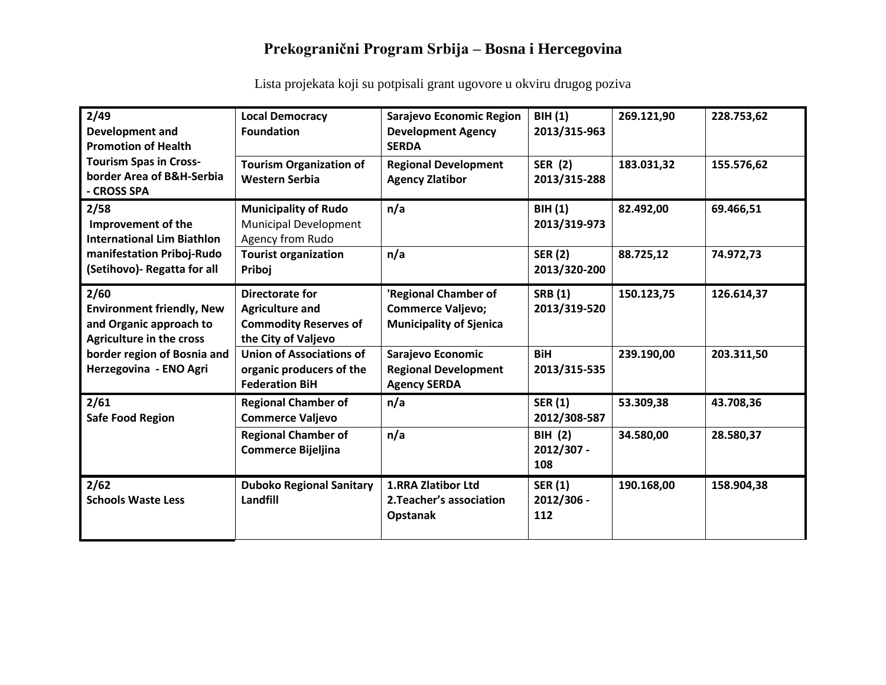# Prekogranični Program Srbija – Bosna i Hercegovina

Lista projekata koji su potpisali grant ugovore u okviru drugog poziva

| | | | | | |
|---|---|---|---|---|---|
| **2/49 Development and Promotion of Health Tourism Spas in Cross-border Area of B&H-Serbia - CROSS SPA** | **Local Democracy Foundation** | **Sarajevo Economic Region Development Agency SERDA** | **BIH (1) 2013/315-963** | **269.121,90** | **228.753,62** |
| | **Tourism Organization of Western Serbia** | **Regional Development Agency Zlatibor** | **SER (2) 2013/315-288** | **183.031,32** | **155.576,62** |
| **2/58 Improvement of the International Lim Biathlon manifestation Priboj-Rudo (Setihovo)- Regatta for all** | **Municipality of Rudo** Municipal Development Agency from Rudo | **n/a** | **BIH (1) 2013/319-973** | **82.492,00** | **69.466,51** |
| | **Tourist organization Priboj** | **n/a** | **SER (2) 2013/320-200** | **88.725,12** | **74.972,73** |
| **2/60 Environment friendly, New and Organic approach to Agriculture in the cross border region of Bosnia and Herzegovina - ENO Agri** | **Directorate for Agriculture and Commodity Reserves of the City of Valjevo** | **'Regional Chamber of Commerce Valjevo; Municipality of Sjenica** | **SRB (1) 2013/319-520** | **150.123,75** | **126.614,37** |
| | **Union of Associations of organic producers of the Federation BiH** | **Sarajevo Economic Regional Development Agency SERDA** | **BiH 2013/315-535** | **239.190,00** | **203.311,50** |
| **2/61 Safe Food Region** | **Regional Chamber of Commerce Valjevo** | **n/a** | **SER (1) 2012/308-587** | **53.309,38** | **43.708,36** |
| | **Regional Chamber of Commerce Bijeljina** | **n/a** | **BIH (2) 2012/307 - 108** | **34.580,00** | **28.580,37** |
| **2/62 Schools Waste Less** | **Duboko Regional Sanitary Landfill** | **1.RRA Zlatibor Ltd 2.Teacher's association Opstanak** | **SER (1) 2012/306 - 112** | **190.168,00** | **158.904,38** |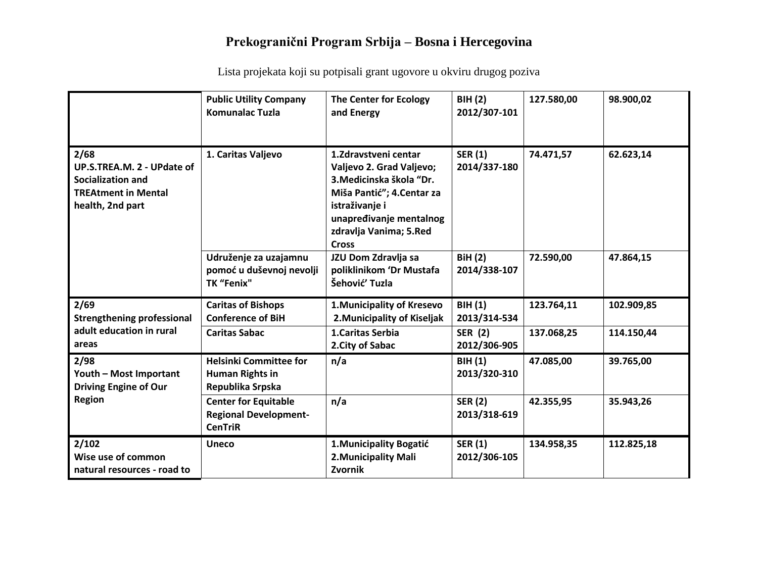# Prekogranični Program Srbija – Bosna i Hercegovina

Lista projekata koji su potpisali grant ugovore u okviru drugog poziva

| | | | | | |
|---|---|---|---|---|---|
| | **Public Utility Company Komunalac Tuzla** | **The Center for Ecology and Energy** | **BIH (2) 2012/307-101** | **127.580,00** | **98.900,02** |
| **2/68 UP.S.TREA.M. 2 - UPdate of Socialization and TREAtment in Mental health, 2nd part** | **1. Caritas Valjevo** | **1.Zdravstveni centar Valjevo 2. Grad Valjevo; 3.Medicinska škola "Dr. Miša Pantić"; 4.Centar za istraživanje i unapređivanje mentalnog zdravlja Vanima; 5.Red Cross** | **SER (1) 2014/337-180** | **74.471,57** | **62.623,14** |
| | **Udruženje za uzajamnu pomoć u duševnoj nevolji TK "Fenix"** | **JZU Dom Zdravlja sa poliklinikom 'Dr Mustafa Šehović' Tuzla** | **BiH (2) 2014/338-107** | **72.590,00** | **47.864,15** |
| **2/69 Strengthening professional adult education in rural areas** | **Caritas of Bishops Conference of BiH** | **1.Municipality of Kresevo 2.Municipality of Kiseljak** | **BIH (1) 2013/314-534** | **123.764,11** | **102.909,85** |
| | **Caritas Sabac** | **1.Caritas Serbia 2.City of Sabac** | **SER (2) 2012/306-905** | **137.068,25** | **114.150,44** |
| **2/98 Youth – Most Important Driving Engine of Our Region** | **Helsinki Committee for Human Rights in Republika Srpska** | **n/a** | **BIH (1) 2013/320-310** | **47.085,00** | **39.765,00** |
| | **Center for Equitable Regional Development-CenTriR** | **n/a** | **SER (2) 2013/318-619** | **42.355,95** | **35.943,26** |
| **2/102 Wise use of common natural resources - road to** | **Uneco** | **1.Municipality Bogatić 2.Municipality Mali Zvornik** | **SER (1) 2012/306-105** | **134.958,35** | **112.825,18** |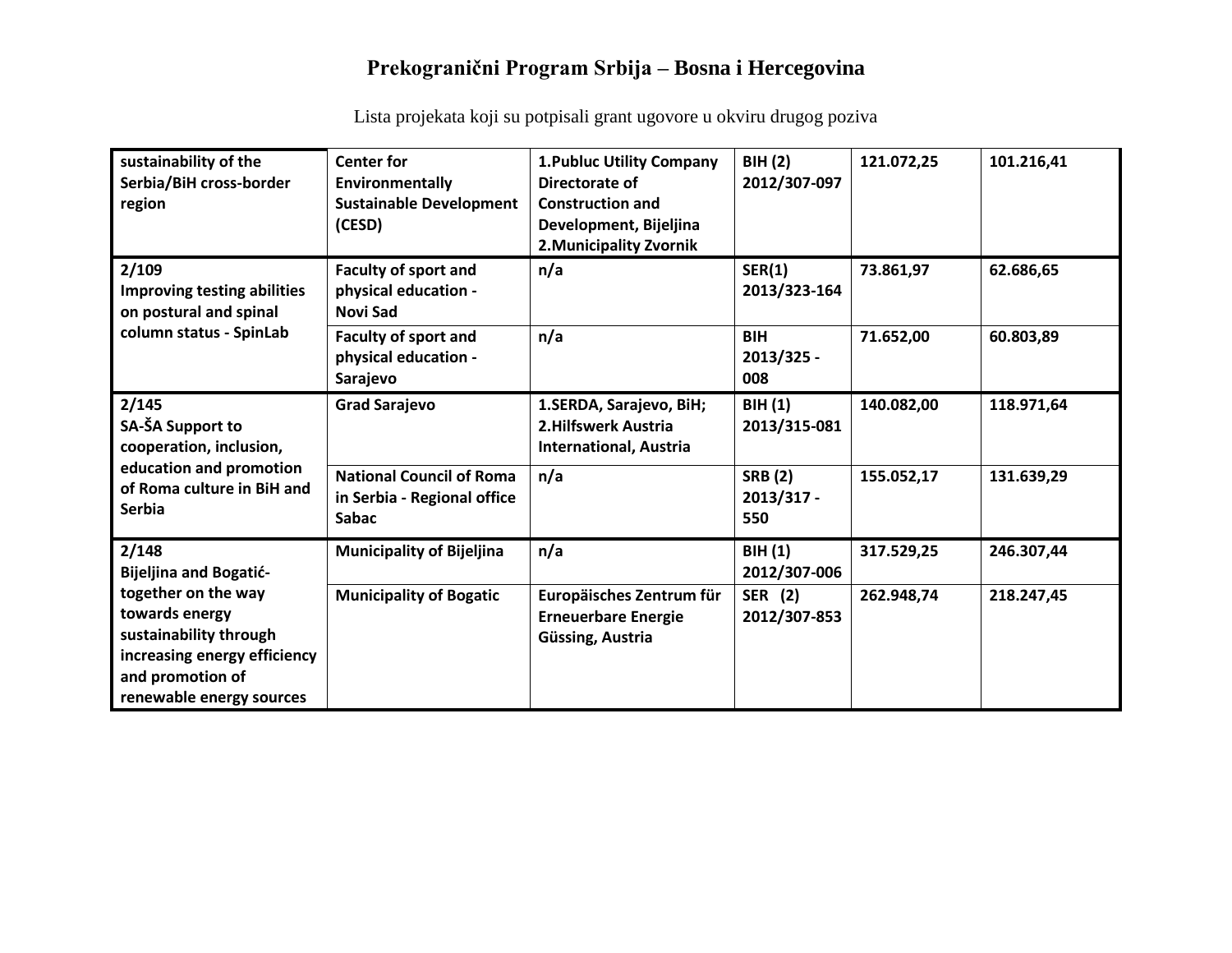## Prekogranični Program Srbija – Bosna i Hercegovina

Lista projekata koji su potpisali grant ugovore u okviru drugog poziva

| | | | | | |
|---|---|---|---|---|---|
| **sustainability of the Serbia/BiH cross-border region** | **Center for Environmentally Sustainable Development (CESD)** | **1.Publuc Utility Company Directorate of Construction and Development, Bijeljina 2.Municipality Zvornik** | **BIH (2) 2012/307-097** | **121.072,25** | **101.216,41** |
| **2/109 Improving testing abilities on postural and spinal column status - SpinLab** | **Faculty of sport and physical education - Novi Sad** | **n/a** | **SER(1) 2013/323-164** | **73.861,97** | **62.686,65** |
| | **Faculty of sport and physical education - Sarajevo** | **n/a** | **BIH 2013/325 - 008** | **71.652,00** | **60.803,89** |
| **2/145 SA-ŠA Support to cooperation, inclusion, education and promotion of Roma culture in BiH and Serbia** | **Grad Sarajevo** | **1.SERDA, Sarajevo, BiH; 2.Hilfswerk Austria International, Austria** | **BIH (1) 2013/315-081** | **140.082,00** | **118.971,64** |
| | **National Council of Roma in Serbia - Regional office Sabac** | **n/a** | **SRB (2) 2013/317 - 550** | **155.052,17** | **131.639,29** |
| **2/148 Bijeljina and Bogatić- together on the way towards energy sustainability through increasing energy efficiency and promotion of renewable energy sources** | **Municipality of Bijeljina** | **n/a** | **BIH (1) 2012/307-006** | **317.529,25** | **246.307,44** |
| | **Municipality of Bogatic** | **Europäisches Zentrum für Erneuerbare Energie Güssing, Austria** | **SER (2) 2012/307-853** | **262.948,74** | **218.247,45** |